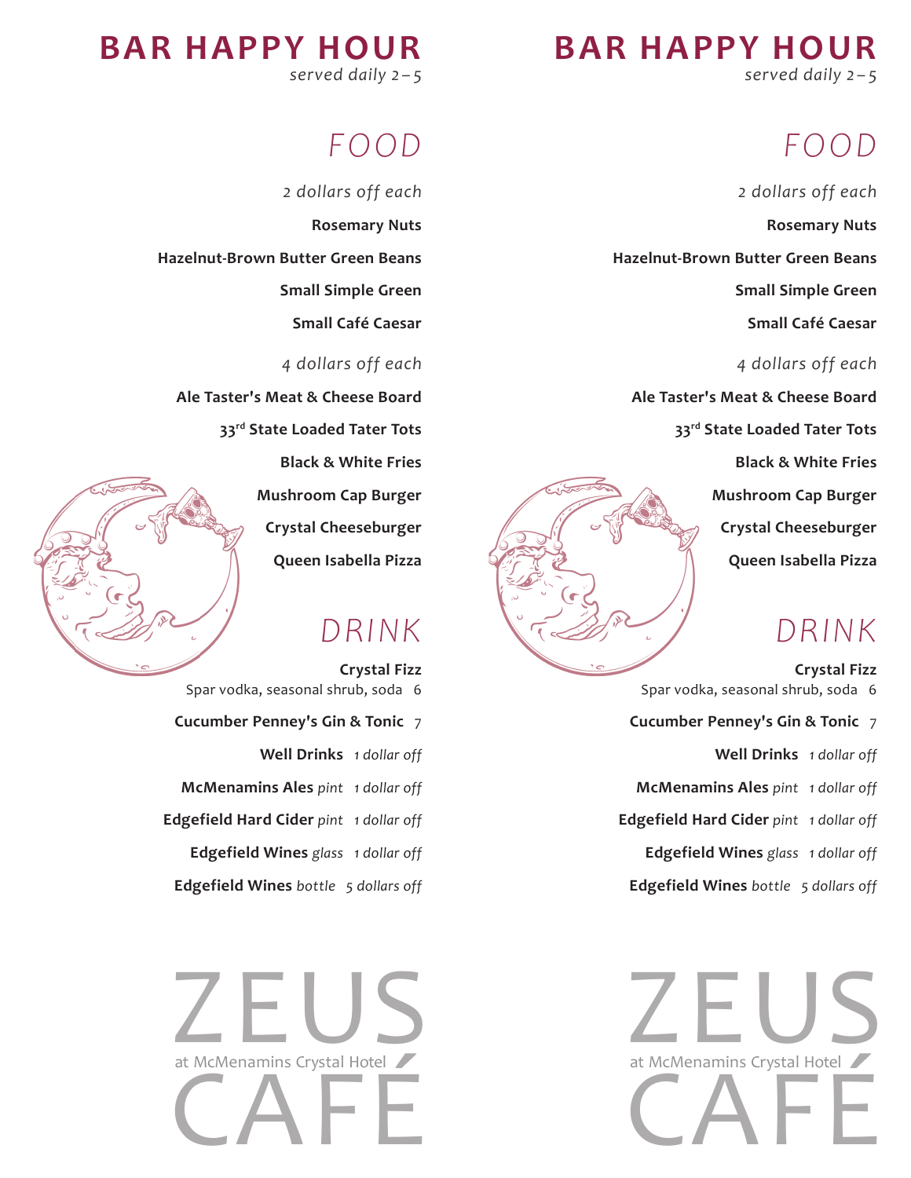# BAR HAPPY HOUR

*served daily 2–5*

## FOOD

*2 dollars off each*

**Rosemary Nuts**

**Hazelnut-Brown Butter Green Beans**

**Small Simple Green**

**Small Café Caesar**

*4 dollars off each*

**Ale Taster's Meat & Cheese Board**

**33rd State Loaded Tater Tots**

**Black & White Fries**

**Mushroom Cap Burger**

**Crystal Cheeseburger**

**Queen Isabella Pizza**

## DRINK

**Crystal Fizz**
Spar vodka, seasonal shrub, soda 6

**Cucumber Penney's Gin & Tonic** 7

**Well Drinks** *1 dollar off*

**McMenamins Ales** *pint* *1 dollar off*

**Edgefield Hard Cider** *pint* *1 dollar off*

**Edgefield Wines** *glass* *1 dollar off*

**Edgefield Wines** *bottle* *5 dollars off*

ZEUS
at McMenamins Crystal Hotel
CAFÉ

# BAR HAPPY HOUR

*served daily 2–5*

## FOOD

*2 dollars off each*

**Rosemary Nuts**

**Hazelnut-Brown Butter Green Beans**

**Small Simple Green**

**Small Café Caesar**

*4 dollars off each*

**Ale Taster's Meat & Cheese Board**

**33rd State Loaded Tater Tots**

**Black & White Fries**

**Mushroom Cap Burger**

**Crystal Cheeseburger**

**Queen Isabella Pizza**

## DRINK

**Crystal Fizz**
Spar vodka, seasonal shrub, soda 6

**Cucumber Penney's Gin & Tonic** 7

**Well Drinks** *1 dollar off*

**McMenamins Ales** *pint* *1 dollar off*

**Edgefield Hard Cider** *pint* *1 dollar off*

**Edgefield Wines** *glass* *1 dollar off*

**Edgefield Wines** *bottle* *5 dollars off*

ZEUS
at McMenamins Crystal Hotel
CAFÉ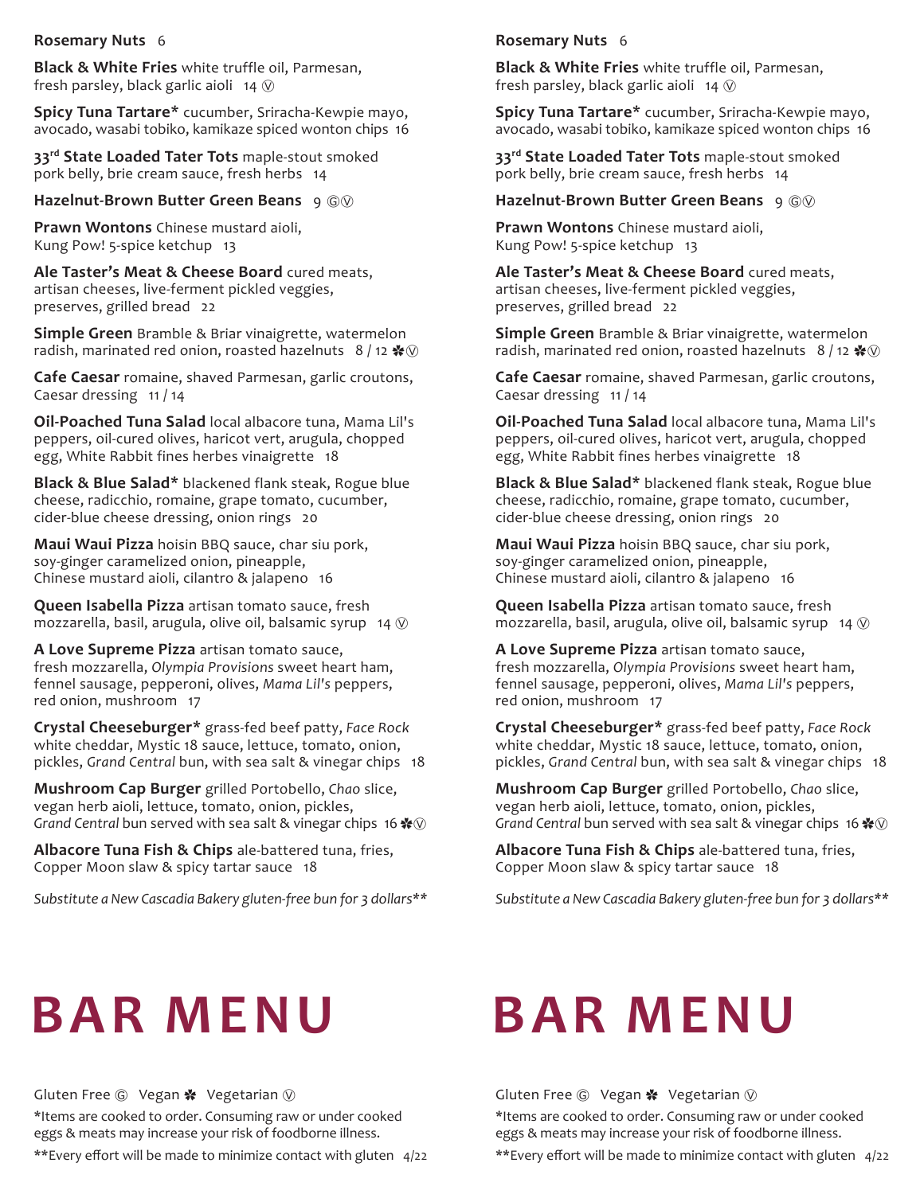**Rosemary Nuts** 6

**Black & White Fries** white truffle oil, Parmesan, fresh parsley, black garlic aioli 14 Ⓥ

**Spicy Tuna Tartare*** cucumber, Sriracha-Kewpie mayo, avocado, wasabi tobiko, kamikaze spiced wonton chips 16

**33rd State Loaded Tater Tots** maple-stout smoked pork belly, brie cream sauce, fresh herbs 14

**Hazelnut-Brown Butter Green Beans** 9 ⒼⓋ

**Prawn Wontons** Chinese mustard aioli, Kung Pow! 5-spice ketchup 13

**Ale Taster's Meat & Cheese Board** cured meats, artisan cheeses, live-ferment pickled veggies, preserves, grilled bread 22

**Simple Green** Bramble & Briar vinaigrette, watermelon radish, marinated red onion, roasted hazelnuts 8 / 12 ✽Ⓥ

**Cafe Caesar** romaine, shaved Parmesan, garlic croutons, Caesar dressing 11 / 14

**Oil-Poached Tuna Salad** local albacore tuna, Mama Lil's peppers, oil-cured olives, haricot vert, arugula, chopped egg, White Rabbit fines herbes vinaigrette 18

**Black & Blue Salad*** blackened flank steak, Rogue blue cheese, radicchio, romaine, grape tomato, cucumber, cider-blue cheese dressing, onion rings 20

**Maui Waui Pizza** hoisin BBQ sauce, char siu pork, soy-ginger caramelized onion, pineapple, Chinese mustard aioli, cilantro & jalapeno 16

**Queen Isabella Pizza** artisan tomato sauce, fresh mozzarella, basil, arugula, olive oil, balsamic syrup 14 Ⓥ

**A Love Supreme Pizza** artisan tomato sauce, fresh mozzarella, *Olympia Provisions* sweet heart ham, fennel sausage, pepperoni, olives, *Mama Lil's* peppers, red onion, mushroom 17

**Crystal Cheeseburger*** grass-fed beef patty, *Face Rock* white cheddar, Mystic 18 sauce, lettuce, tomato, onion, pickles, *Grand Central* bun, with sea salt & vinegar chips 18

**Mushroom Cap Burger** grilled Portobello, *Chao* slice, vegan herb aioli, lettuce, tomato, onion, pickles, *Grand Central* bun served with sea salt & vinegar chips 16 ✽Ⓥ

**Albacore Tuna Fish & Chips** ale-battered tuna, fries, Copper Moon slaw & spicy tartar sauce 18

*Substitute a New Cascadia Bakery gluten-free bun for 3 dollars***

# BAR MENU

Gluten Free Ⓖ Vegan ✽ Vegetarian Ⓥ

*Items are cooked to order. Consuming raw or under cooked eggs & meats may increase your risk of foodborne illness.

**Every effort will be made to minimize contact with gluten 4/22